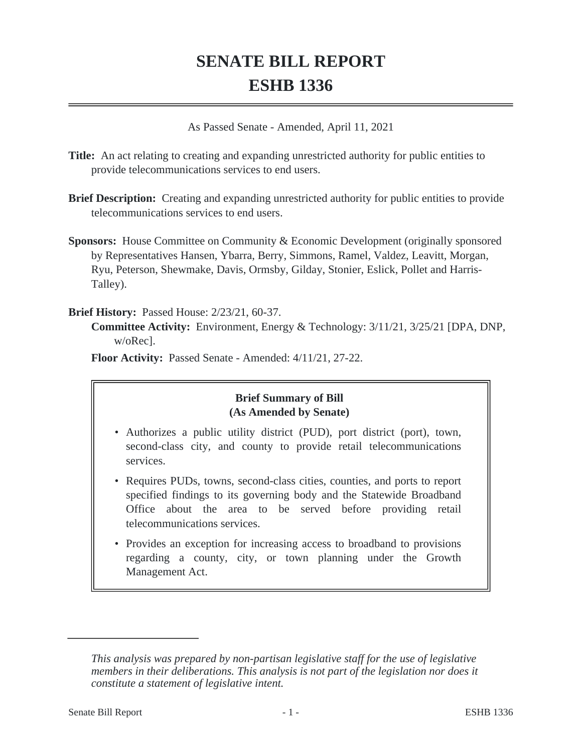# SENATE BILL REPORT

# ESHB 1336

As Passed Senate - Amended, April 11, 2021

**Title:** An act relating to creating and expanding unrestricted authority for public entities to provide telecommunications services to end users.

**Brief Description:** Creating and expanding unrestricted authority for public entities to provide telecommunications services to end users.

**Sponsors:** House Committee on Community & Economic Development (originally sponsored by Representatives Hansen, Ybarra, Berry, Simmons, Ramel, Valdez, Leavitt, Morgan, Ryu, Peterson, Shewmake, Davis, Ormsby, Gilday, Stonier, Eslick, Pollet and Harris-Talley).

**Brief History:** Passed House: 2/23/21, 60-37.

**Committee Activity:** Environment, Energy & Technology: 3/11/21, 3/25/21 [DPA, DNP, w/oRec].

**Floor Activity:** Passed Senate - Amended: 4/11/21, 27-22.

**Brief Summary of Bill**
**(As Amended by Senate)**

- Authorizes a public utility district (PUD), port district (port), town, second-class city, and county to provide retail telecommunications services.
- Requires PUDs, towns, second-class cities, counties, and ports to report specified findings to its governing body and the Statewide Broadband Office about the area to be served before providing retail telecommunications services.
- Provides an exception for increasing access to broadband to provisions regarding a county, city, or town planning under the Growth Management Act.

---

*This analysis was prepared by non-partisan legislative staff for the use of legislative members in their deliberations. This analysis is not part of the legislation nor does it constitute a statement of legislative intent.*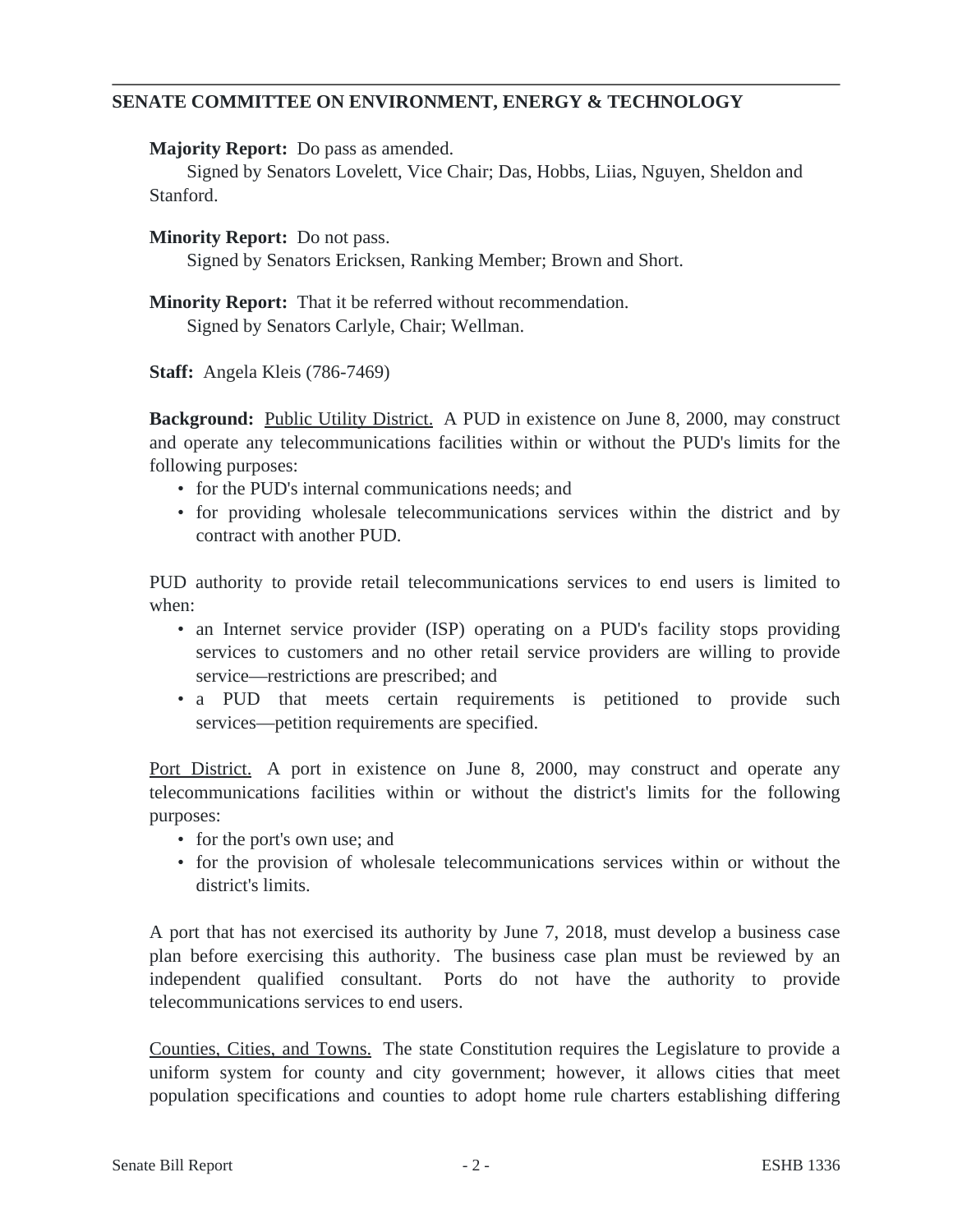## SENATE COMMITTEE ON ENVIRONMENT, ENERGY & TECHNOLOGY

**Majority Report:** Do pass as amended.
Signed by Senators Lovelett, Vice Chair; Das, Hobbs, Liias, Nguyen, Sheldon and Stanford.

**Minority Report:** Do not pass.
Signed by Senators Ericksen, Ranking Member; Brown and Short.

**Minority Report:** That it be referred without recommendation.
Signed by Senators Carlyle, Chair; Wellman.

**Staff:** Angela Kleis (786-7469)

**Background:** Public Utility District. A PUD in existence on June 8, 2000, may construct and operate any telecommunications facilities within or without the PUD's limits for the following purposes:

- for the PUD's internal communications needs; and
- for providing wholesale telecommunications services within the district and by contract with another PUD.

PUD authority to provide retail telecommunications services to end users is limited to when:

- an Internet service provider (ISP) operating on a PUD's facility stops providing services to customers and no other retail service providers are willing to provide service—restrictions are prescribed; and
- a PUD that meets certain requirements is petitioned to provide such services—petition requirements are specified.

Port District. A port in existence on June 8, 2000, may construct and operate any telecommunications facilities within or without the district's limits for the following purposes:

- for the port's own use; and
- for the provision of wholesale telecommunications services within or without the district's limits.

A port that has not exercised its authority by June 7, 2018, must develop a business case plan before exercising this authority. The business case plan must be reviewed by an independent qualified consultant. Ports do not have the authority to provide telecommunications services to end users.

Counties, Cities, and Towns. The state Constitution requires the Legislature to provide a uniform system for county and city government; however, it allows cities that meet population specifications and counties to adopt home rule charters establishing differing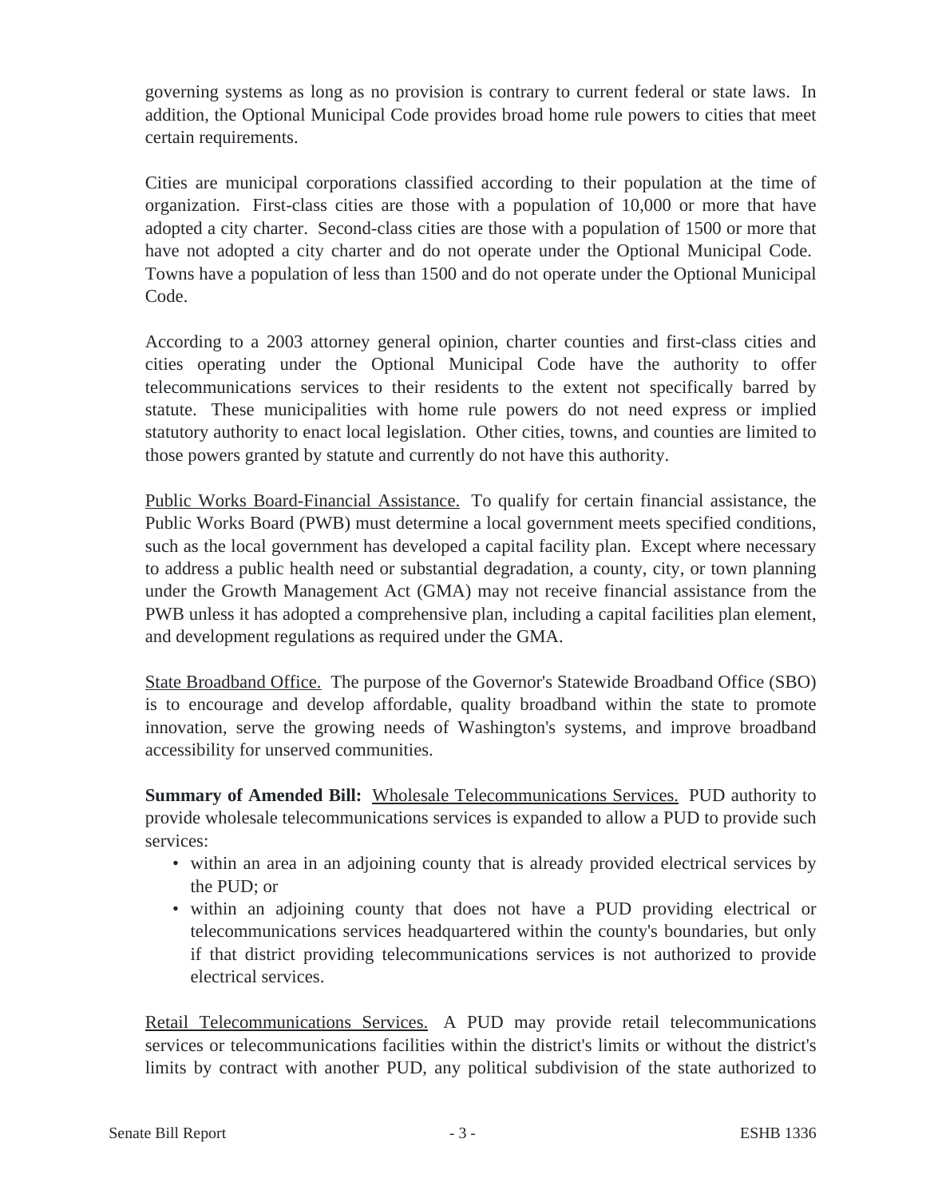governing systems as long as no provision is contrary to current federal or state laws. In addition, the Optional Municipal Code provides broad home rule powers to cities that meet certain requirements.

Cities are municipal corporations classified according to their population at the time of organization. First-class cities are those with a population of 10,000 or more that have adopted a city charter. Second-class cities are those with a population of 1500 or more that have not adopted a city charter and do not operate under the Optional Municipal Code. Towns have a population of less than 1500 and do not operate under the Optional Municipal Code.

According to a 2003 attorney general opinion, charter counties and first-class cities and cities operating under the Optional Municipal Code have the authority to offer telecommunications services to their residents to the extent not specifically barred by statute. These municipalities with home rule powers do not need express or implied statutory authority to enact local legislation. Other cities, towns, and counties are limited to those powers granted by statute and currently do not have this authority.

Public Works Board-Financial Assistance. To qualify for certain financial assistance, the Public Works Board (PWB) must determine a local government meets specified conditions, such as the local government has developed a capital facility plan. Except where necessary to address a public health need or substantial degradation, a county, city, or town planning under the Growth Management Act (GMA) may not receive financial assistance from the PWB unless it has adopted a comprehensive plan, including a capital facilities plan element, and development regulations as required under the GMA.

State Broadband Office. The purpose of the Governor's Statewide Broadband Office (SBO) is to encourage and develop affordable, quality broadband within the state to promote innovation, serve the growing needs of Washington's systems, and improve broadband accessibility for unserved communities.

**Summary of Amended Bill:** Wholesale Telecommunications Services. PUD authority to provide wholesale telecommunications services is expanded to allow a PUD to provide such services:

- within an area in an adjoining county that is already provided electrical services by the PUD; or
- within an adjoining county that does not have a PUD providing electrical or telecommunications services headquartered within the county's boundaries, but only if that district providing telecommunications services is not authorized to provide electrical services.

Retail Telecommunications Services. A PUD may provide retail telecommunications services or telecommunications facilities within the district's limits or without the district's limits by contract with another PUD, any political subdivision of the state authorized to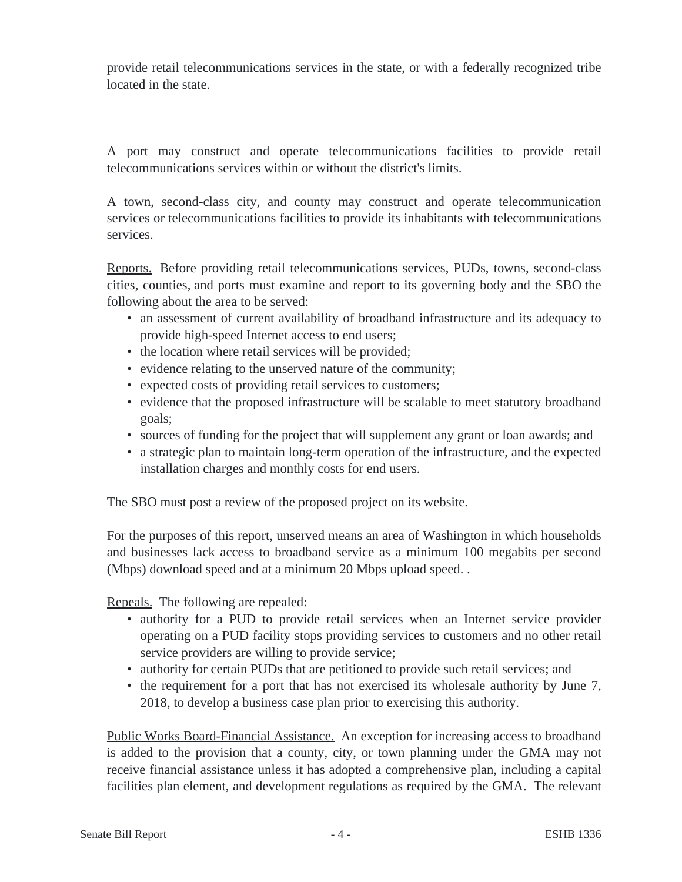provide retail telecommunications services in the state, or with a federally recognized tribe located in the state.

A port may construct and operate telecommunications facilities to provide retail telecommunications services within or without the district's limits.

A town, second-class city, and county may construct and operate telecommunication services or telecommunications facilities to provide its inhabitants with telecommunications services.

Reports. Before providing retail telecommunications services, PUDs, towns, second-class cities, counties, and ports must examine and report to its governing body and the SBO the following about the area to be served:

- an assessment of current availability of broadband infrastructure and its adequacy to provide high-speed Internet access to end users;
- the location where retail services will be provided;
- evidence relating to the unserved nature of the community;
- expected costs of providing retail services to customers;
- evidence that the proposed infrastructure will be scalable to meet statutory broadband goals;
- sources of funding for the project that will supplement any grant or loan awards; and
- a strategic plan to maintain long-term operation of the infrastructure, and the expected installation charges and monthly costs for end users.

The SBO must post a review of the proposed project on its website.

For the purposes of this report, unserved means an area of Washington in which households and businesses lack access to broadband service as a minimum 100 megabits per second (Mbps) download speed and at a minimum 20 Mbps upload speed. .

Repeals. The following are repealed:

- authority for a PUD to provide retail services when an Internet service provider operating on a PUD facility stops providing services to customers and no other retail service providers are willing to provide service;
- authority for certain PUDs that are petitioned to provide such retail services; and
- the requirement for a port that has not exercised its wholesale authority by June 7, 2018, to develop a business case plan prior to exercising this authority.

Public Works Board-Financial Assistance. An exception for increasing access to broadband is added to the provision that a county, city, or town planning under the GMA may not receive financial assistance unless it has adopted a comprehensive plan, including a capital facilities plan element, and development regulations as required by the GMA. The relevant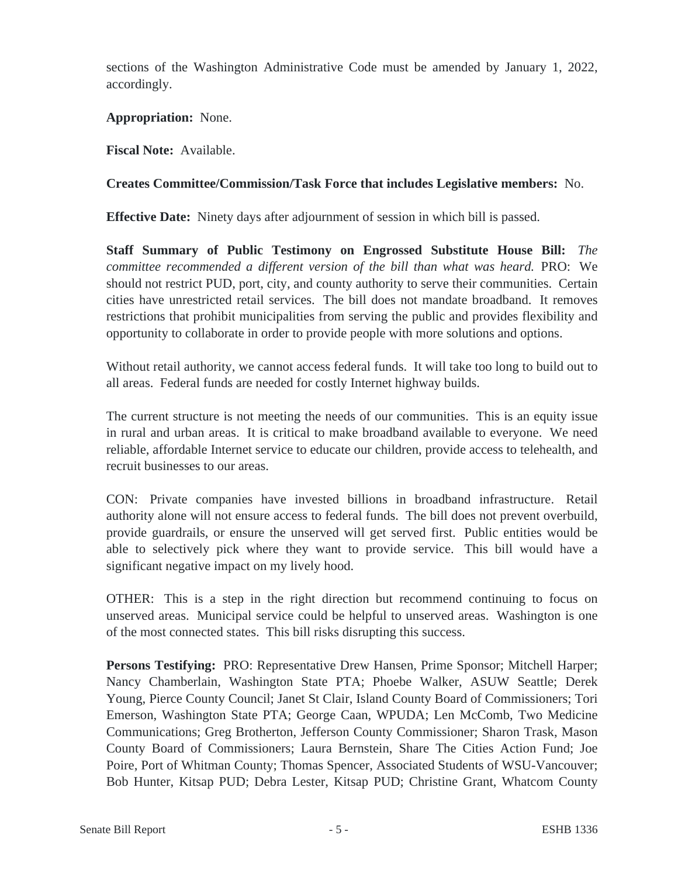sections of the Washington Administrative Code must be amended by January 1, 2022, accordingly.

**Appropriation:** None.

**Fiscal Note:** Available.

**Creates Committee/Commission/Task Force that includes Legislative members:** No.

**Effective Date:** Ninety days after adjournment of session in which bill is passed.

**Staff Summary of Public Testimony on Engrossed Substitute House Bill:** *The committee recommended a different version of the bill than what was heard.* PRO: We should not restrict PUD, port, city, and county authority to serve their communities. Certain cities have unrestricted retail services. The bill does not mandate broadband. It removes restrictions that prohibit municipalities from serving the public and provides flexibility and opportunity to collaborate in order to provide people with more solutions and options.

Without retail authority, we cannot access federal funds. It will take too long to build out to all areas. Federal funds are needed for costly Internet highway builds.

The current structure is not meeting the needs of our communities. This is an equity issue in rural and urban areas. It is critical to make broadband available to everyone. We need reliable, affordable Internet service to educate our children, provide access to telehealth, and recruit businesses to our areas.

CON: Private companies have invested billions in broadband infrastructure. Retail authority alone will not ensure access to federal funds. The bill does not prevent overbuild, provide guardrails, or ensure the unserved will get served first. Public entities would be able to selectively pick where they want to provide service. This bill would have a significant negative impact on my lively hood.

OTHER: This is a step in the right direction but recommend continuing to focus on unserved areas. Municipal service could be helpful to unserved areas. Washington is one of the most connected states. This bill risks disrupting this success.

**Persons Testifying:** PRO: Representative Drew Hansen, Prime Sponsor; Mitchell Harper; Nancy Chamberlain, Washington State PTA; Phoebe Walker, ASUW Seattle; Derek Young, Pierce County Council; Janet St Clair, Island County Board of Commissioners; Tori Emerson, Washington State PTA; George Caan, WPUDA; Len McComb, Two Medicine Communications; Greg Brotherton, Jefferson County Commissioner; Sharon Trask, Mason County Board of Commissioners; Laura Bernstein, Share The Cities Action Fund; Joe Poire, Port of Whitman County; Thomas Spencer, Associated Students of WSU-Vancouver; Bob Hunter, Kitsap PUD; Debra Lester, Kitsap PUD; Christine Grant, Whatcom County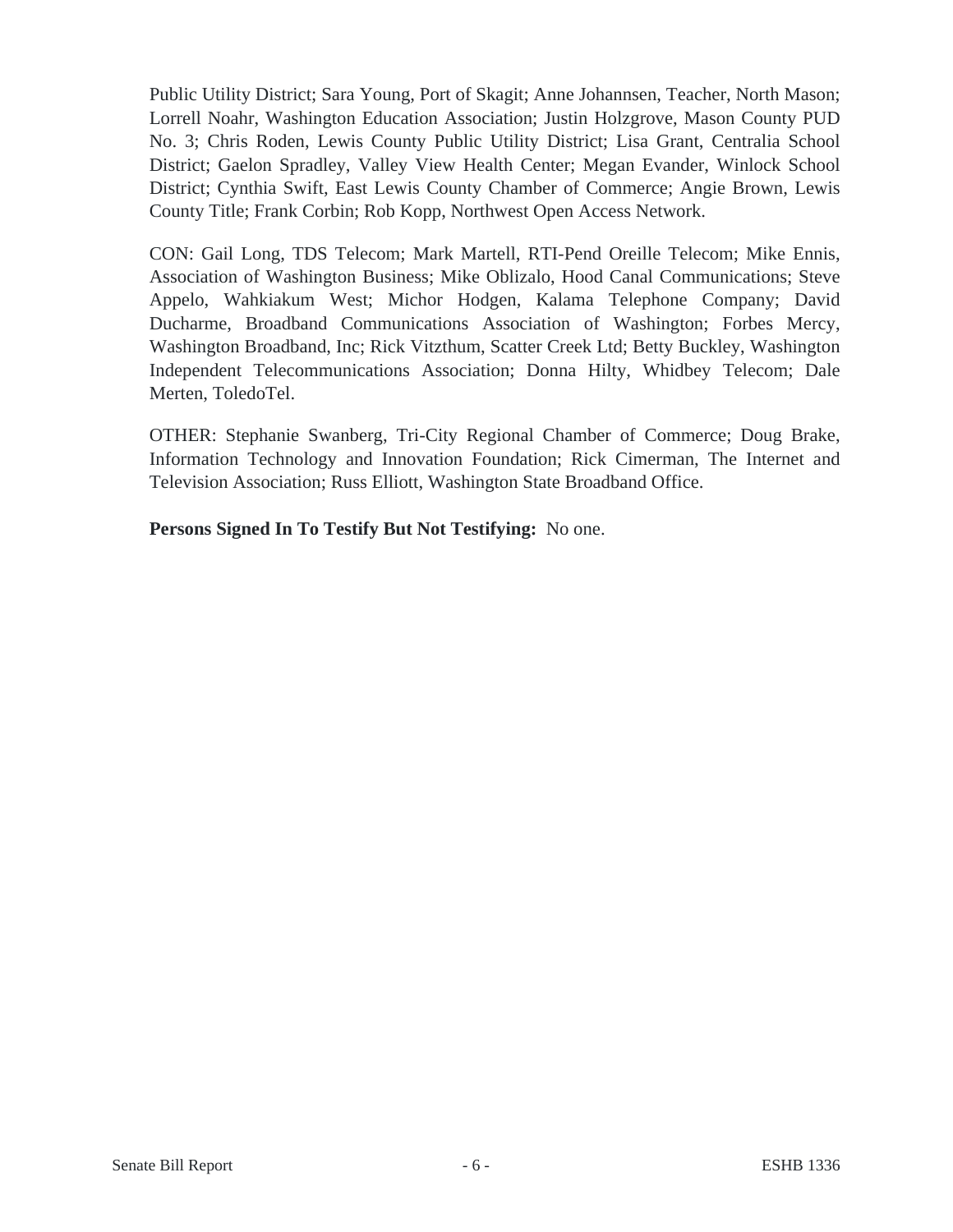Public Utility District; Sara Young, Port of Skagit; Anne Johannsen, Teacher, North Mason; Lorrell Noahr, Washington Education Association; Justin Holzgrove, Mason County PUD No. 3; Chris Roden, Lewis County Public Utility District; Lisa Grant, Centralia School District; Gaelon Spradley, Valley View Health Center; Megan Evander, Winlock School District; Cynthia Swift, East Lewis County Chamber of Commerce; Angie Brown, Lewis County Title; Frank Corbin; Rob Kopp, Northwest Open Access Network.

CON: Gail Long, TDS Telecom; Mark Martell, RTI-Pend Oreille Telecom; Mike Ennis, Association of Washington Business; Mike Oblizalo, Hood Canal Communications; Steve Appelo, Wahkiakum West; Michor Hodgen, Kalama Telephone Company; David Ducharme, Broadband Communications Association of Washington; Forbes Mercy, Washington Broadband, Inc; Rick Vitzthum, Scatter Creek Ltd; Betty Buckley, Washington Independent Telecommunications Association; Donna Hilty, Whidbey Telecom; Dale Merten, ToledoTel.

OTHER: Stephanie Swanberg, Tri-City Regional Chamber of Commerce; Doug Brake, Information Technology and Innovation Foundation; Rick Cimerman, The Internet and Television Association; Russ Elliott, Washington State Broadband Office.

**Persons Signed In To Testify But Not Testifying:** No one.